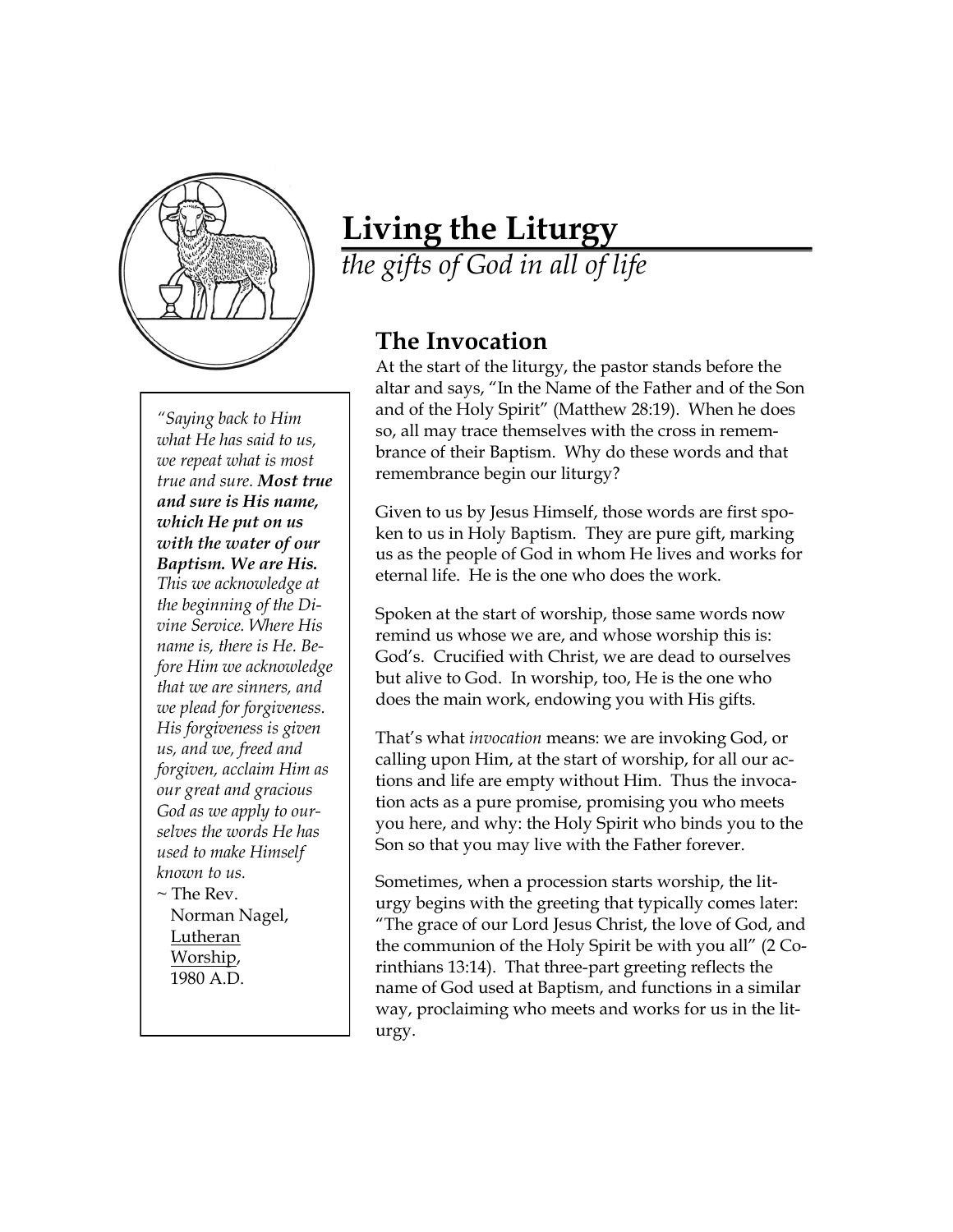# Living the Liturgy

*the gifts of God in all of life*

## The Invocation

At the start of the liturgy, the pastor stands before the altar and says, "In the Name of the Father and of the Son and of the Holy Spirit" (Matthew 28:19). When he does so, all may trace themselves with the cross in remembrance of their Baptism. Why do these words and that remembrance begin our liturgy?

Given to us by Jesus Himself, those words are first spoken to us in Holy Baptism. They are pure gift, marking us as the people of God in whom He lives and works for eternal life. He is the one who does the work.

Spoken at the start of worship, those same words now remind us whose we are, and whose worship this is: God's. Crucified with Christ, we are dead to ourselves but alive to God. In worship, too, He is the one who does the main work, endowing you with His gifts.

That's what *invocation* means: we are invoking God, or calling upon Him, at the start of worship, for all our actions and life are empty without Him. Thus the invocation acts as a pure promise, promising you who meets you here, and why: the Holy Spirit who binds you to the Son so that you may live with the Father forever.

Sometimes, when a procession starts worship, the liturgy begins with the greeting that typically comes later: "The grace of our Lord Jesus Christ, the love of God, and the communion of the Holy Spirit be with you all" (2 Corinthians 13:14). That three-part greeting reflects the name of God used at Baptism, and functions in a similar way, proclaiming who meets and works for us in the liturgy.

> *"Saying back to Him what He has said to us, we repeat what is most true and sure.* ***Most true and sure is His name, which He put on us with the water of our Baptism. We are His.*** *This we acknowledge at the beginning of the Divine Service. Where His name is, there is He. Before Him we acknowledge that we are sinners, and we plead for forgiveness. His forgiveness is given us, and we, freed and forgiven, acclaim Him as our great and gracious God as we apply to ourselves the words He has used to make Himself known to us.*
>
> ~ The Rev. Norman Nagel, Lutheran Worship, 1980 A.D.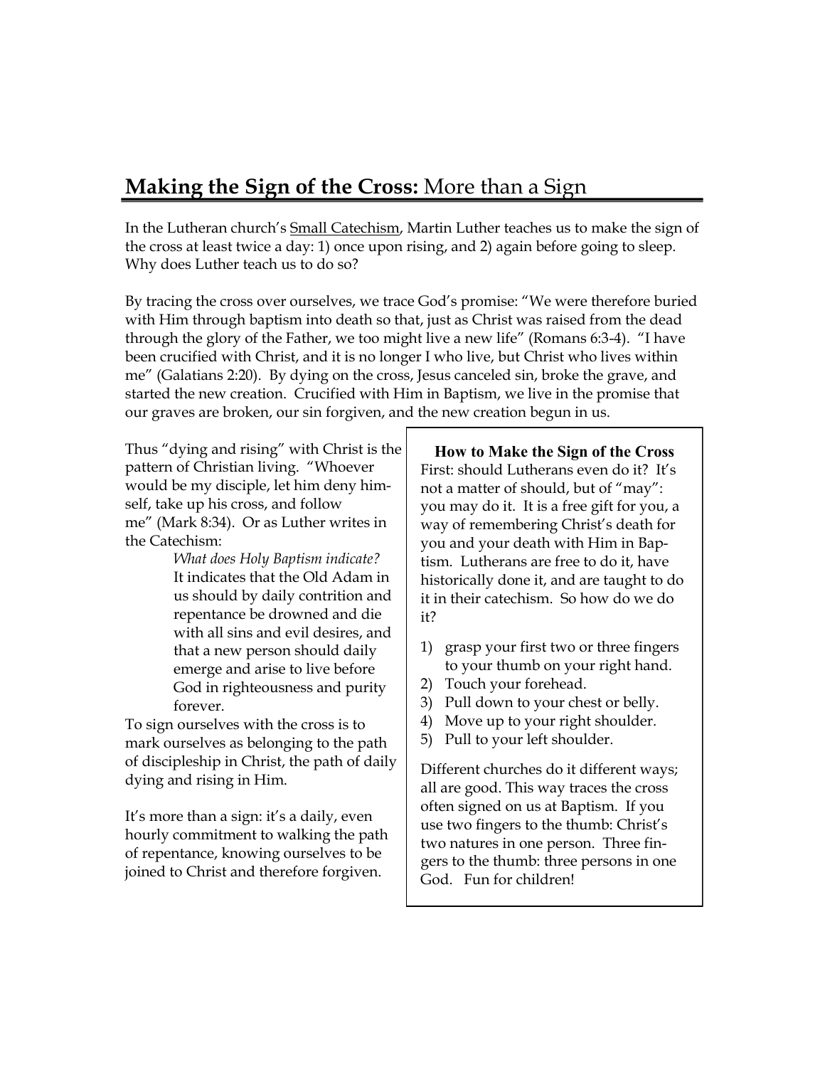## **Making the Sign of the Cross:** More than a Sign

In the Lutheran church's Small Catechism, Martin Luther teaches us to make the sign of the cross at least twice a day: 1) once upon rising, and 2) again before going to sleep. Why does Luther teach us to do so?

By tracing the cross over ourselves, we trace God's promise: "We were therefore buried with Him through baptism into death so that, just as Christ was raised from the dead through the glory of the Father, we too might live a new life" (Romans 6:3-4). "I have been crucified with Christ, and it is no longer I who live, but Christ who lives within me" (Galatians 2:20). By dying on the cross, Jesus canceled sin, broke the grave, and started the new creation. Crucified with Him in Baptism, we live in the promise that our graves are broken, our sin forgiven, and the new creation begun in us.

Thus "dying and rising" with Christ is the pattern of Christian living. "Whoever would be my disciple, let him deny himself, take up his cross, and follow me" (Mark 8:34). Or as Luther writes in the Catechism:

> *What does Holy Baptism indicate?*
> It indicates that the Old Adam in us should by daily contrition and repentance be drowned and die with all sins and evil desires, and that a new person should daily emerge and arise to live before God in righteousness and purity forever.

To sign ourselves with the cross is to mark ourselves as belonging to the path of discipleship in Christ, the path of daily dying and rising in Him.

It's more than a sign: it's a daily, even hourly commitment to walking the path of repentance, knowing ourselves to be joined to Christ and therefore forgiven.

### How to Make the Sign of the Cross

First: should Lutherans even do it? It's not a matter of should, but of "may": you may do it. It is a free gift for you, a way of remembering Christ's death for you and your death with Him in Baptism. Lutherans are free to do it, have historically done it, and are taught to do it in their catechism. So how do we do it?

1) grasp your first two or three fingers to your thumb on your right hand.
2) Touch your forehead.
3) Pull down to your chest or belly.
4) Move up to your right shoulder.
5) Pull to your left shoulder.

Different churches do it different ways; all are good. This way traces the cross often signed on us at Baptism. If you use two fingers to the thumb: Christ's two natures in one person. Three fingers to the thumb: three persons in one God. Fun for children!